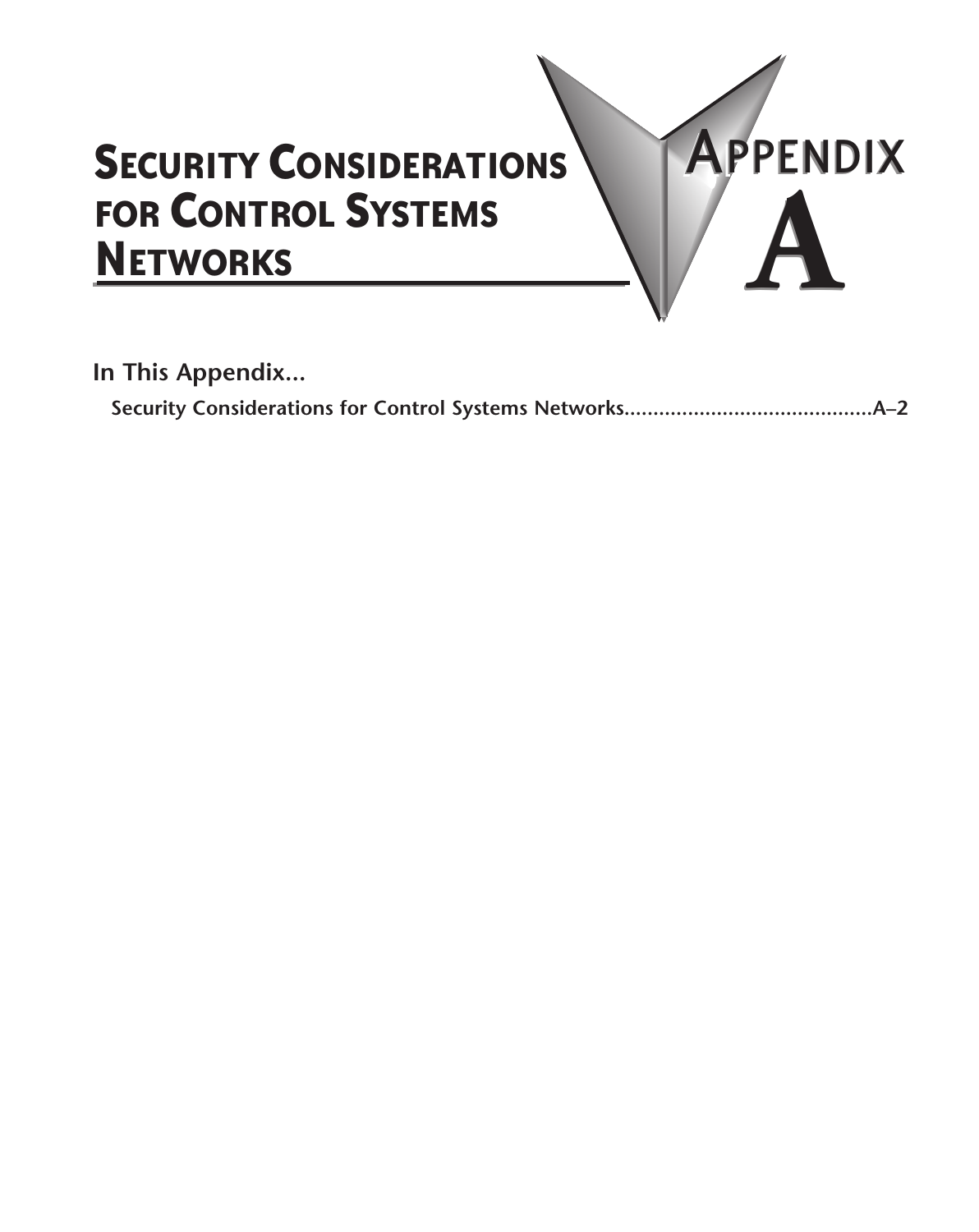# Security Considerations for Control Systems Networks

# Appendix A

**In This Appendix...**

**Security Considerations for Control Systems Networks...........................................A–2**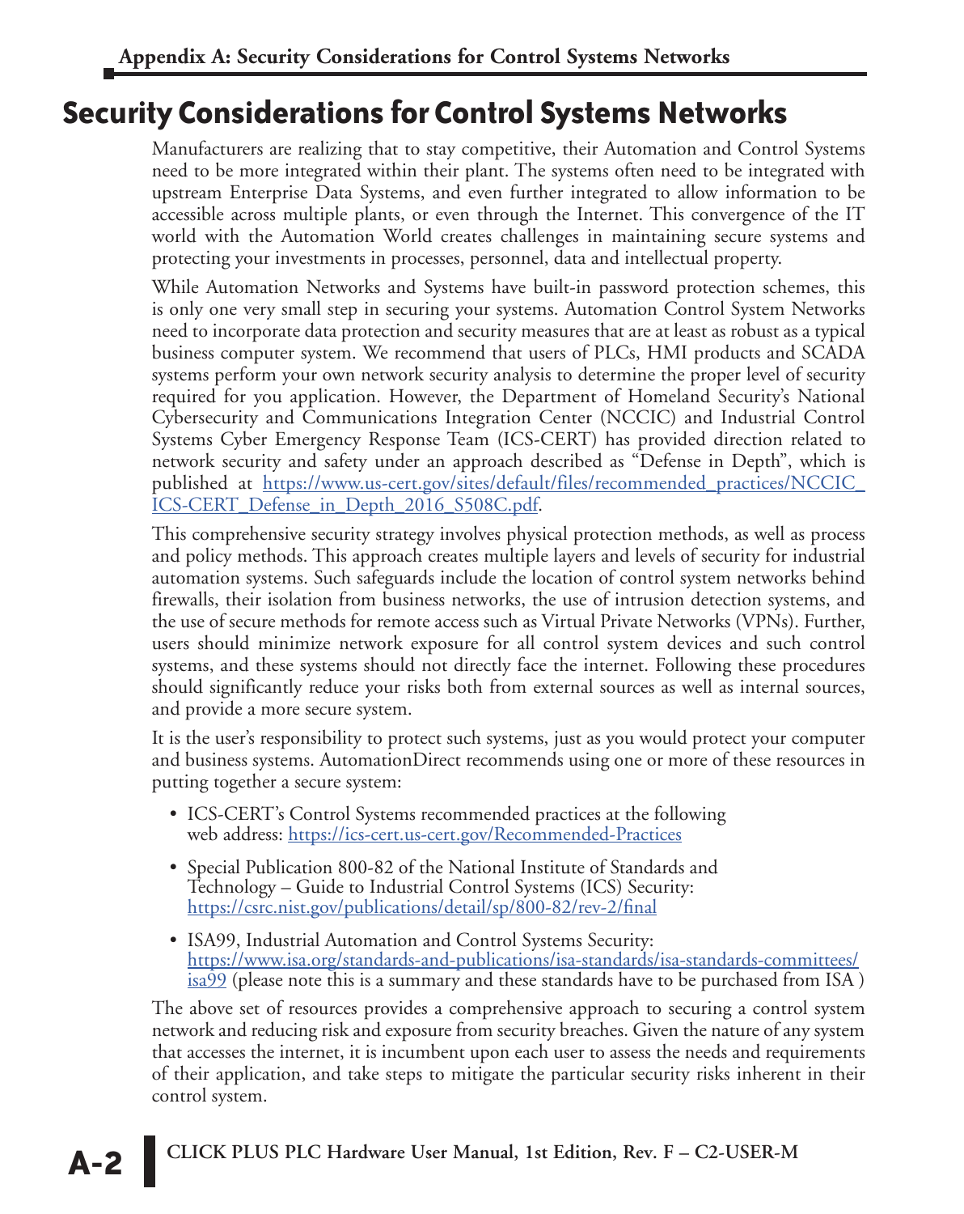# Security Considerations for Control Systems Networks

Manufacturers are realizing that to stay competitive, their Automation and Control Systems need to be more integrated within their plant. The systems often need to be integrated with upstream Enterprise Data Systems, and even further integrated to allow information to be accessible across multiple plants, or even through the Internet. This convergence of the IT world with the Automation World creates challenges in maintaining secure systems and protecting your investments in processes, personnel, data and intellectual property.

While Automation Networks and Systems have built-in password protection schemes, this is only one very small step in securing your systems. Automation Control System Networks need to incorporate data protection and security measures that are at least as robust as a typical business computer system. We recommend that users of PLCs, HMI products and SCADA systems perform your own network security analysis to determine the proper level of security required for you application. However, the Department of Homeland Security's National Cybersecurity and Communications Integration Center (NCCIC) and Industrial Control Systems Cyber Emergency Response Team (ICS-CERT) has provided direction related to network security and safety under an approach described as "Defense in Depth", which is published at https://www.us-cert.gov/sites/default/files/recommended_practices/NCCIC_ICS-CERT_Defense_in_Depth_2016_S508C.pdf.

This comprehensive security strategy involves physical protection methods, as well as process and policy methods. This approach creates multiple layers and levels of security for industrial automation systems. Such safeguards include the location of control system networks behind firewalls, their isolation from business networks, the use of intrusion detection systems, and the use of secure methods for remote access such as Virtual Private Networks (VPNs). Further, users should minimize network exposure for all control system devices and such control systems, and these systems should not directly face the internet. Following these procedures should significantly reduce your risks both from external sources as well as internal sources, and provide a more secure system.

It is the user's responsibility to protect such systems, just as you would protect your computer and business systems. AutomationDirect recommends using one or more of these resources in putting together a secure system:

- ICS-CERT's Control Systems recommended practices at the following web address: https://ics-cert.us-cert.gov/Recommended-Practices
- Special Publication 800-82 of the National Institute of Standards and Technology – Guide to Industrial Control Systems (ICS) Security: https://csrc.nist.gov/publications/detail/sp/800-82/rev-2/final
- ISA99, Industrial Automation and Control Systems Security: https://www.isa.org/standards-and-publications/isa-standards/isa-standards-committees/isa99 (please note this is a summary and these standards have to be purchased from ISA )

The above set of resources provides a comprehensive approach to securing a control system network and reducing risk and exposure from security breaches. Given the nature of any system that accesses the internet, it is incumbent upon each user to assess the needs and requirements of their application, and take steps to mitigate the particular security risks inherent in their control system.